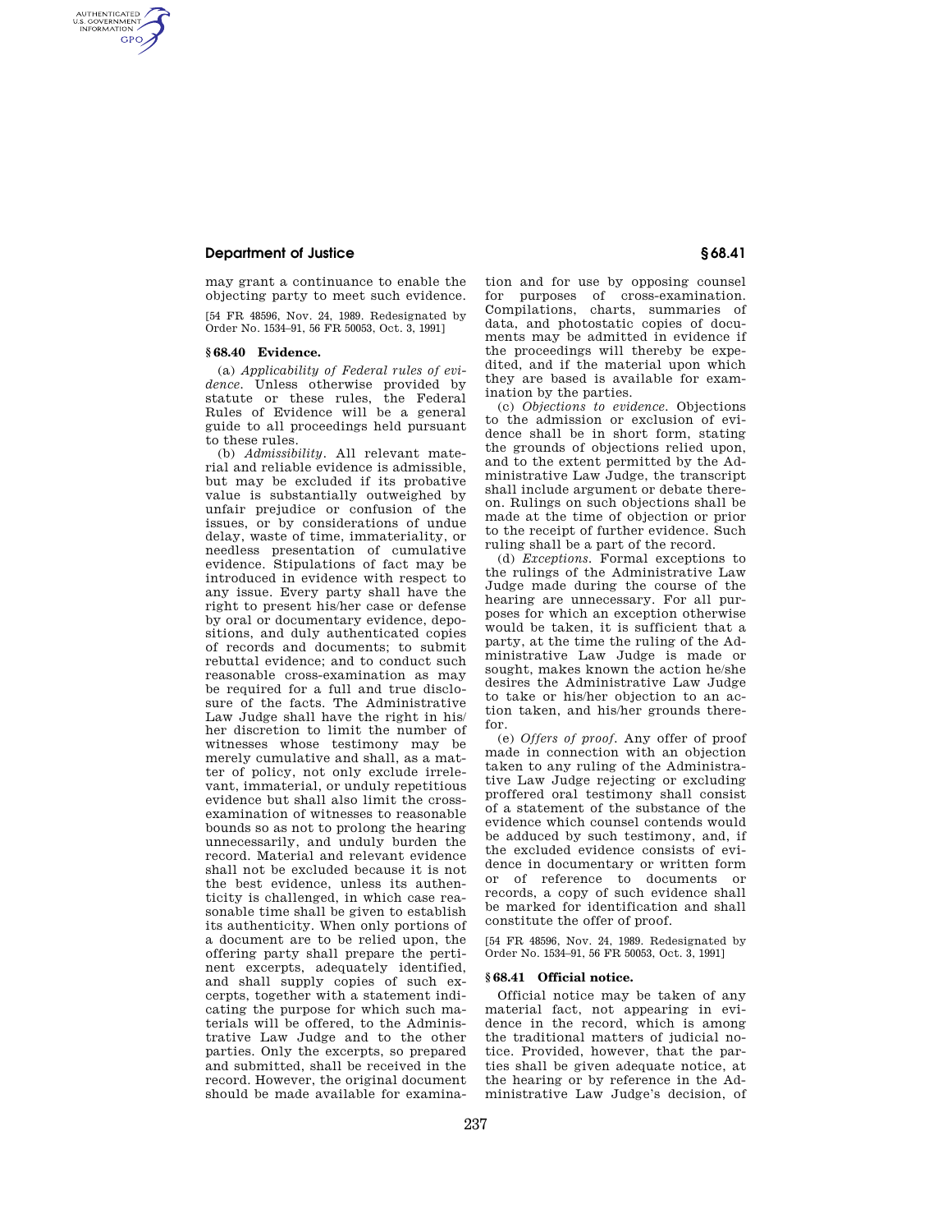may grant a continuance to enable the objecting party to meet such evidence.

[54 FR 48596, Nov. 24, 1989. Redesignated by Order No. 1534–91, 56 FR 50053, Oct. 3, 1991]

## § 68.40 Evidence.

(a) *Applicability of Federal rules of evidence*. Unless otherwise provided by statute or these rules, the Federal Rules of Evidence will be a general guide to all proceedings held pursuant to these rules.

(b) *Admissibility*. All relevant material and reliable evidence is admissible, but may be excluded if its probative value is substantially outweighed by unfair prejudice or confusion of the issues, or by considerations of undue delay, waste of time, immateriality, or needless presentation of cumulative evidence. Stipulations of fact may be introduced in evidence with respect to any issue. Every party shall have the right to present his/her case or defense by oral or documentary evidence, depositions, and duly authenticated copies of records and documents; to submit rebuttal evidence; and to conduct such reasonable cross-examination as may be required for a full and true disclosure of the facts. The Administrative Law Judge shall have the right in his/her discretion to limit the number of witnesses whose testimony may be merely cumulative and shall, as a matter of policy, not only exclude irrelevant, immaterial, or unduly repetitious evidence but shall also limit the cross-examination of witnesses to reasonable bounds so as not to prolong the hearing unnecessarily, and unduly burden the record. Material and relevant evidence shall not be excluded because it is not the best evidence, unless its authenticity is challenged, in which case reasonable time shall be given to establish its authenticity. When only portions of a document are to be relied upon, the offering party shall prepare the pertinent excerpts, adequately identified, and shall supply copies of such excerpts, together with a statement indicating the purpose for which such materials will be offered, to the Administrative Law Judge and to the other parties. Only the excerpts, so prepared and submitted, shall be received in the record. However, the original document should be made available for examination and for use by opposing counsel for purposes of cross-examination. Compilations, charts, summaries of data, and photostatic copies of documents may be admitted in evidence if the proceedings will thereby be expedited, and if the material upon which they are based is available for examination by the parties.

(c) *Objections to evidence*. Objections to the admission or exclusion of evidence shall be in short form, stating the grounds of objections relied upon, and to the extent permitted by the Administrative Law Judge, the transcript shall include argument or debate thereon. Rulings on such objections shall be made at the time of objection or prior to the receipt of further evidence. Such ruling shall be a part of the record.

(d) *Exceptions*. Formal exceptions to the rulings of the Administrative Law Judge made during the course of the hearing are unnecessary. For all purposes for which an exception otherwise would be taken, it is sufficient that a party, at the time the ruling of the Administrative Law Judge is made or sought, makes known the action he/she desires the Administrative Law Judge to take or his/her objection to an action taken, and his/her grounds therefor.

(e) *Offers of proof*. Any offer of proof made in connection with an objection taken to any ruling of the Administrative Law Judge rejecting or excluding proffered oral testimony shall consist of a statement of the substance of the evidence which counsel contends would be adduced by such testimony, and, if the excluded evidence consists of evidence in documentary or written form or of reference to documents or records, a copy of such evidence shall be marked for identification and shall constitute the offer of proof.

[54 FR 48596, Nov. 24, 1989. Redesignated by Order No. 1534–91, 56 FR 50053, Oct. 3, 1991]

## § 68.41 Official notice.

Official notice may be taken of any material fact, not appearing in evidence in the record, which is among the traditional matters of judicial notice. Provided, however, that the parties shall be given adequate notice, at the hearing or by reference in the Administrative Law Judge's decision, of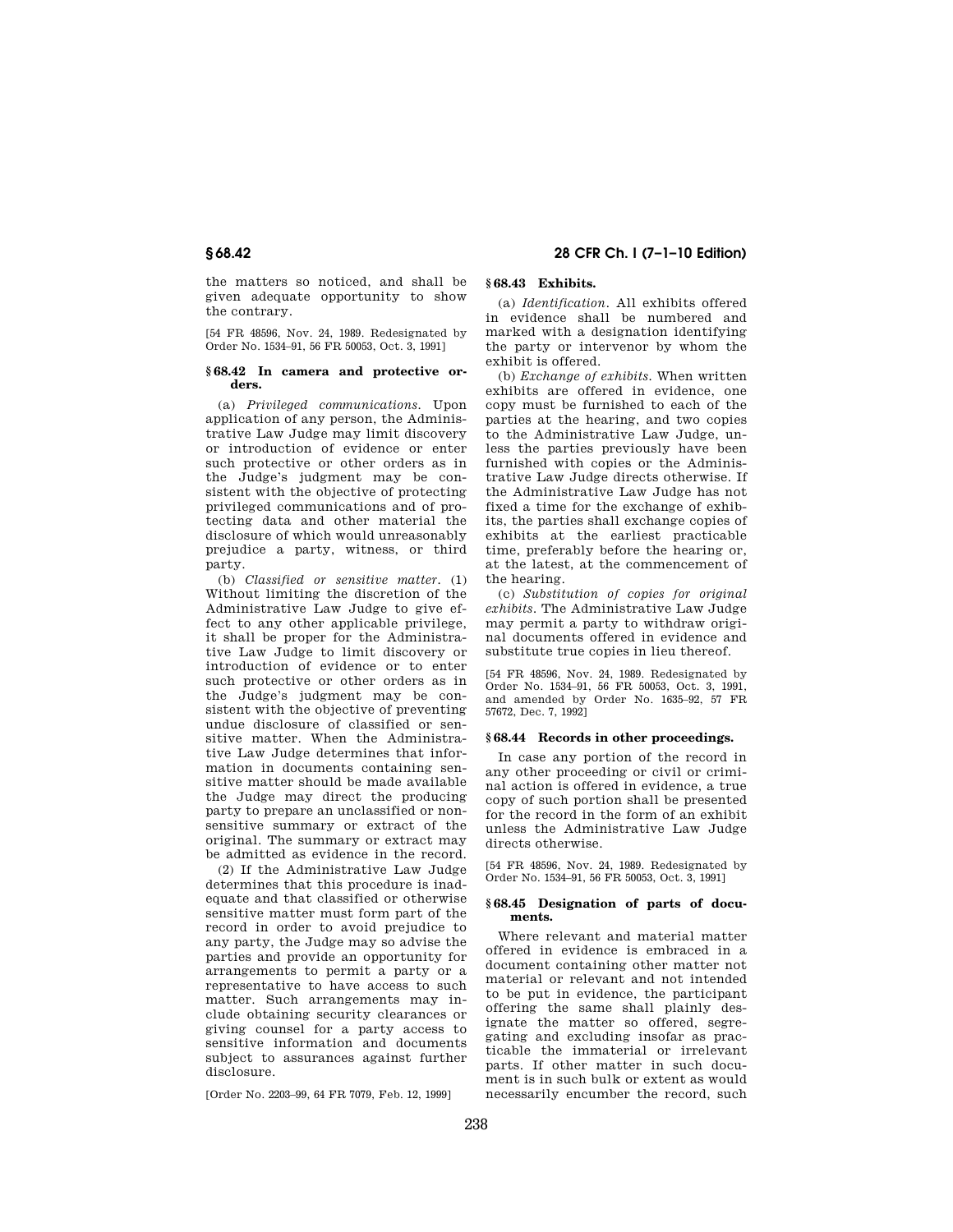the matters so noticed, and shall be given adequate opportunity to show the contrary.

[54 FR 48596, Nov. 24, 1989. Redesignated by Order No. 1534–91, 56 FR 50053, Oct. 3, 1991]

### § 68.42 In camera and protective orders.

(a) *Privileged communications.* Upon application of any person, the Administrative Law Judge may limit discovery or introduction of evidence or enter such protective or other orders as in the Judge's judgment may be consistent with the objective of protecting privileged communications and of protecting data and other material the disclosure of which would unreasonably prejudice a party, witness, or third party.

(b) *Classified or sensitive matter.* (1) Without limiting the discretion of the Administrative Law Judge to give effect to any other applicable privilege, it shall be proper for the Administrative Law Judge to limit discovery or introduction of evidence or to enter such protective or other orders as in the Judge's judgment may be consistent with the objective of preventing undue disclosure of classified or sensitive matter. When the Administrative Law Judge determines that information in documents containing sensitive matter should be made available the Judge may direct the producing party to prepare an unclassified or nonsensitive summary or extract of the original. The summary or extract may be admitted as evidence in the record.

(2) If the Administrative Law Judge determines that this procedure is inadequate and that classified or otherwise sensitive matter must form part of the record in order to avoid prejudice to any party, the Judge may so advise the parties and provide an opportunity for arrangements to permit a party or a representative to have access to such matter. Such arrangements may include obtaining security clearances or giving counsel for a party access to sensitive information and documents subject to assurances against further disclosure.

[Order No. 2203–99, 64 FR 7079, Feb. 12, 1999]

### § 68.43 Exhibits.

(a) *Identification.* All exhibits offered in evidence shall be numbered and marked with a designation identifying the party or intervenor by whom the exhibit is offered.

(b) *Exchange of exhibits.* When written exhibits are offered in evidence, one copy must be furnished to each of the parties at the hearing, and two copies to the Administrative Law Judge, unless the parties previously have been furnished with copies or the Administrative Law Judge directs otherwise. If the Administrative Law Judge has not fixed a time for the exchange of exhibits, the parties shall exchange copies of exhibits at the earliest practicable time, preferably before the hearing or, at the latest, at the commencement of the hearing.

(c) *Substitution of copies for original exhibits.* The Administrative Law Judge may permit a party to withdraw original documents offered in evidence and substitute true copies in lieu thereof.

[54 FR 48596, Nov. 24, 1989. Redesignated by Order No. 1534–91, 56 FR 50053, Oct. 3, 1991, and amended by Order No. 1635–92, 57 FR 57672, Dec. 7, 1992]

### § 68.44 Records in other proceedings.

In case any portion of the record in any other proceeding or civil or criminal action is offered in evidence, a true copy of such portion shall be presented for the record in the form of an exhibit unless the Administrative Law Judge directs otherwise.

[54 FR 48596, Nov. 24, 1989. Redesignated by Order No. 1534–91, 56 FR 50053, Oct. 3, 1991]

### § 68.45 Designation of parts of documents.

Where relevant and material matter offered in evidence is embraced in a document containing other matter not material or relevant and not intended to be put in evidence, the participant offering the same shall plainly designate the matter so offered, segregating and excluding insofar as practicable the immaterial or irrelevant parts. If other matter in such document is in such bulk or extent as would necessarily encumber the record, such